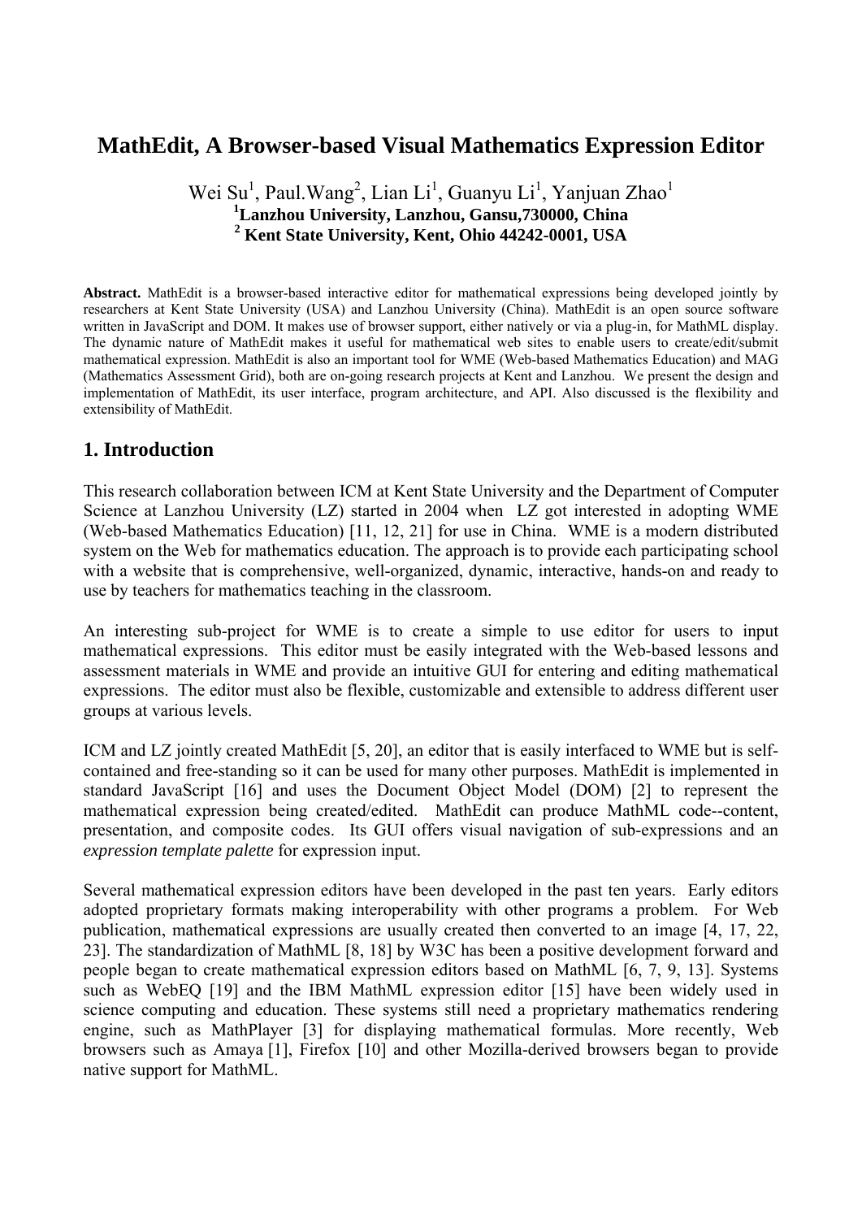# MathEdit, A Browser-based Visual Mathematics Expression Editor

Wei Su[1], Paul.Wang[2], Lian Li[1], Guanyu Li[1], Yanjuan Zhao[1]

**[1]Lanzhou University, Lanzhou, Gansu,730000, China**

**[2] Kent State University, Kent, Ohio 44242-0001, USA**

**Abstract.** MathEdit is a browser-based interactive editor for mathematical expressions being developed jointly by researchers at Kent State University (USA) and Lanzhou University (China). MathEdit is an open source software written in JavaScript and DOM. It makes use of browser support, either natively or via a plug-in, for MathML display. The dynamic nature of MathEdit makes it useful for mathematical web sites to enable users to create/edit/submit mathematical expression. MathEdit is also an important tool for WME (Web-based Mathematics Education) and MAG (Mathematics Assessment Grid), both are on-going research projects at Kent and Lanzhou. We present the design and implementation of MathEdit, its user interface, program architecture, and API. Also discussed is the flexibility and extensibility of MathEdit.

## 1. Introduction

This research collaboration between ICM at Kent State University and the Department of Computer Science at Lanzhou University (LZ) started in 2004 when LZ got interested in adopting WME (Web-based Mathematics Education) [11, 12, 21] for use in China. WME is a modern distributed system on the Web for mathematics education. The approach is to provide each participating school with a website that is comprehensive, well-organized, dynamic, interactive, hands-on and ready to use by teachers for mathematics teaching in the classroom.

An interesting sub-project for WME is to create a simple to use editor for users to input mathematical expressions. This editor must be easily integrated with the Web-based lessons and assessment materials in WME and provide an intuitive GUI for entering and editing mathematical expressions. The editor must also be flexible, customizable and extensible to address different user groups at various levels.

ICM and LZ jointly created MathEdit [5, 20], an editor that is easily interfaced to WME but is self-contained and free-standing so it can be used for many other purposes. MathEdit is implemented in standard JavaScript [16] and uses the Document Object Model (DOM) [2] to represent the mathematical expression being created/edited. MathEdit can produce MathML code--content, presentation, and composite codes. Its GUI offers visual navigation of sub-expressions and an *expression template palette* for expression input.

Several mathematical expression editors have been developed in the past ten years. Early editors adopted proprietary formats making interoperability with other programs a problem. For Web publication, mathematical expressions are usually created then converted to an image [4, 17, 22, 23]. The standardization of MathML [8, 18] by W3C has been a positive development forward and people began to create mathematical expression editors based on MathML [6, 7, 9, 13]. Systems such as WebEQ [19] and the IBM MathML expression editor [15] have been widely used in science computing and education. These systems still need a proprietary mathematics rendering engine, such as MathPlayer [3] for displaying mathematical formulas. More recently, Web browsers such as Amaya [1], Firefox [10] and other Mozilla-derived browsers began to provide native support for MathML.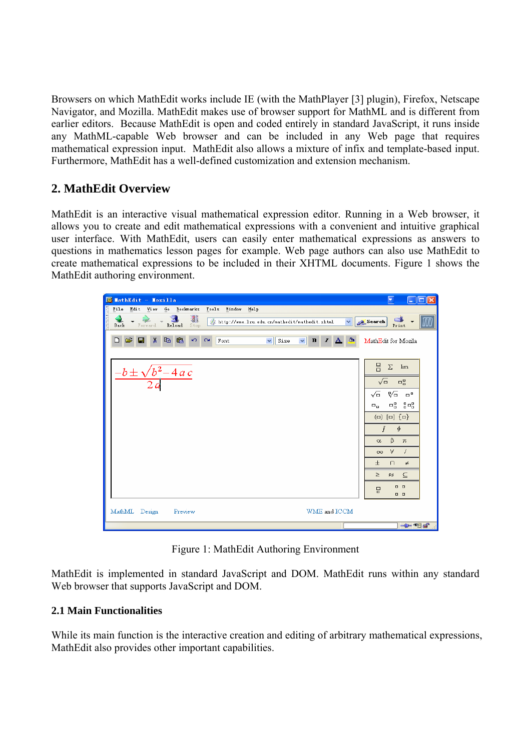Browsers on which MathEdit works include IE (with the MathPlayer [3] plugin), Firefox, Netscape Navigator, and Mozilla. MathEdit makes use of browser support for MathML and is different from earlier editors. Because MathEdit is open and coded entirely in standard JavaScript, it runs inside any MathML-capable Web browser and can be included in any Web page that requires mathematical expression input. MathEdit also allows a mixture of infix and template-based input. Furthermore, MathEdit has a well-defined customization and extension mechanism.

## 2. MathEdit Overview

MathEdit is an interactive visual mathematical expression editor. Running in a Web browser, it allows you to create and edit mathematical expressions with a convenient and intuitive graphical user interface. With MathEdit, users can easily enter mathematical expressions as answers to questions in mathematics lesson pages for example. Web page authors can also use MathEdit to create mathematical expressions to be included in their XHTML documents. Figure 1 shows the MathEdit authoring environment.

Figure 1: MathEdit Authoring Environment

MathEdit is implemented in standard JavaScript and DOM. MathEdit runs within any standard Web browser that supports JavaScript and DOM.

### 2.1 Main Functionalities

While its main function is the interactive creation and editing of arbitrary mathematical expressions, MathEdit also provides other important capabilities.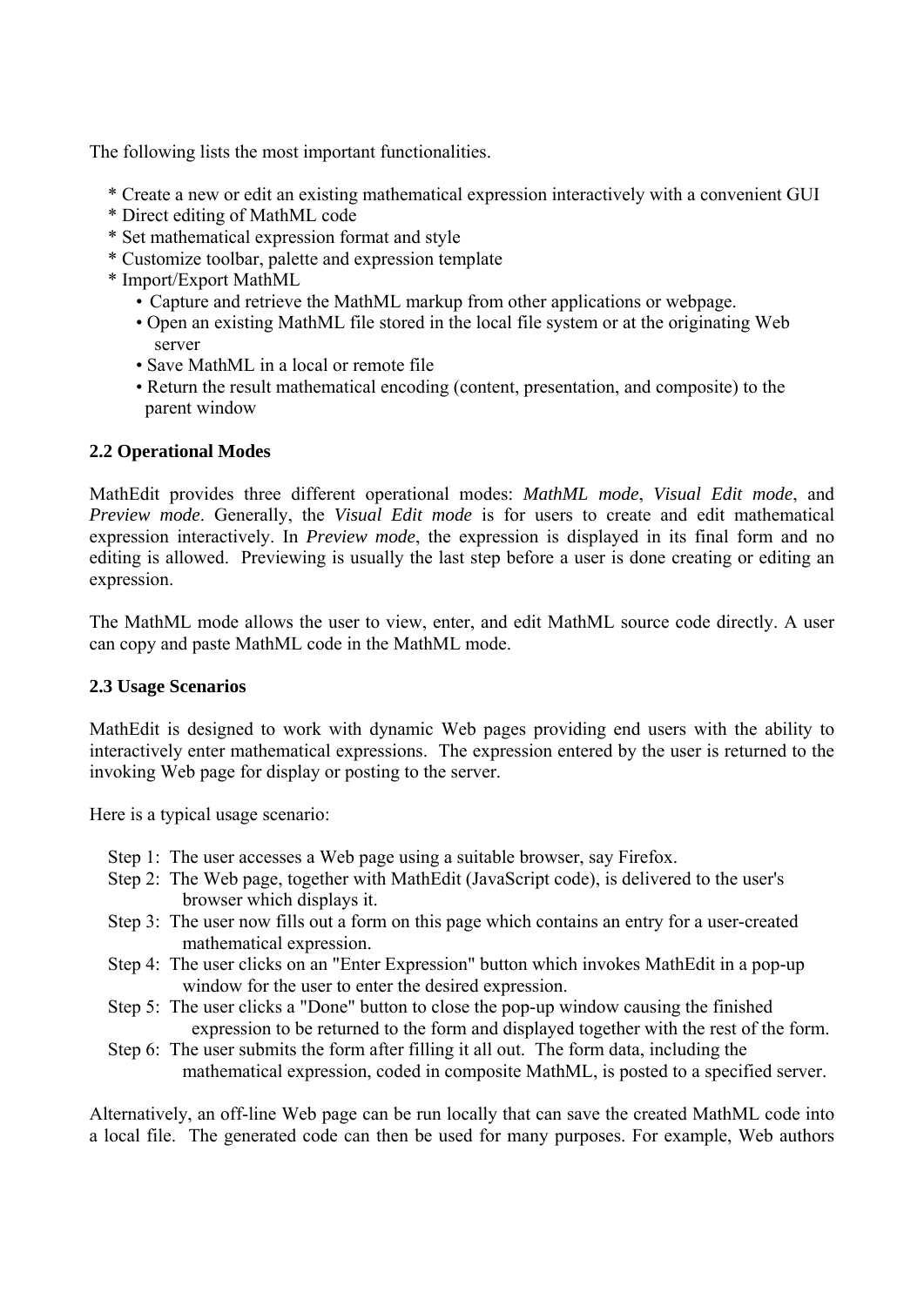The following lists the most important functionalities.

* Create a new or edit an existing mathematical expression interactively with a convenient GUI
* Direct editing of MathML code
* Set mathematical expression format and style
* Customize toolbar, palette and expression template
* Import/Export MathML
    - Capture and retrieve the MathML markup from other applications or webpage.
    - Open an existing MathML file stored in the local file system or at the originating Web server
    - Save MathML in a local or remote file
    - Return the result mathematical encoding (content, presentation, and composite) to the parent window

**2.2 Operational Modes**

MathEdit provides three different operational modes: *MathML mode*, *Visual Edit mode*, and *Preview mode*. Generally, the *Visual Edit mode* is for users to create and edit mathematical expression interactively. In *Preview mode*, the expression is displayed in its final form and no editing is allowed. Previewing is usually the last step before a user is done creating or editing an expression.

The MathML mode allows the user to view, enter, and edit MathML source code directly. A user can copy and paste MathML code in the MathML mode.

**2.3 Usage Scenarios**

MathEdit is designed to work with dynamic Web pages providing end users with the ability to interactively enter mathematical expressions. The expression entered by the user is returned to the invoking Web page for display or posting to the server.

Here is a typical usage scenario:

Step 1: The user accesses a Web page using a suitable browser, say Firefox.
Step 2: The Web page, together with MathEdit (JavaScript code), is delivered to the user's browser which displays it.
Step 3: The user now fills out a form on this page which contains an entry for a user-created mathematical expression.
Step 4: The user clicks on an "Enter Expression" button which invokes MathEdit in a pop-up window for the user to enter the desired expression.
Step 5: The user clicks a "Done" button to close the pop-up window causing the finished expression to be returned to the form and displayed together with the rest of the form.
Step 6: The user submits the form after filling it all out. The form data, including the mathematical expression, coded in composite MathML, is posted to a specified server.

Alternatively, an off-line Web page can be run locally that can save the created MathML code into a local file. The generated code can then be used for many purposes. For example, Web authors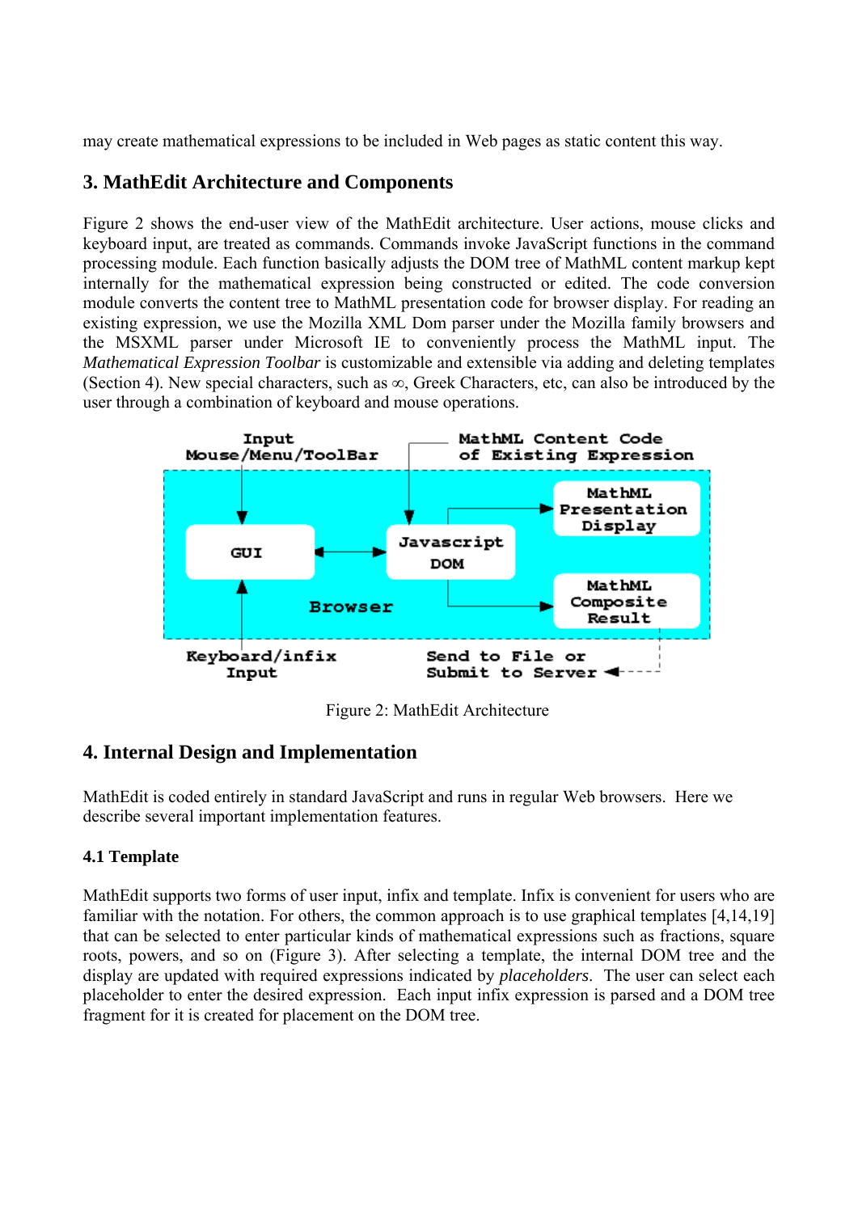may create mathematical expressions to be included in Web pages as static content this way.

## 3. MathEdit Architecture and Components

Figure 2 shows the end-user view of the MathEdit architecture. User actions, mouse clicks and keyboard input, are treated as commands. Commands invoke JavaScript functions in the command processing module. Each function basically adjusts the DOM tree of MathML content markup kept internally for the mathematical expression being constructed or edited. The code conversion module converts the content tree to MathML presentation code for browser display. For reading an existing expression, we use the Mozilla XML Dom parser under the Mozilla family browsers and the MSXML parser under Microsoft IE to conveniently process the MathML input. The *Mathematical Expression Toolbar* is customizable and extensible via adding and deleting templates (Section 4). New special characters, such as ∞, Greek Characters, etc, can also be introduced by the user through a combination of keyboard and mouse operations.

Input Mouse/Menu/ToolBar

MathML Content Code of Existing Expression

GUI

Javascript DOM

MathML Presentation Display

MathML Composite Result

Browser

Keyboard/infix Input

Send to File or Submit to Server

Figure 2: MathEdit Architecture

## 4. Internal Design and Implementation

MathEdit is coded entirely in standard JavaScript and runs in regular Web browsers. Here we describe several important implementation features.

### 4.1 Template

MathEdit supports two forms of user input, infix and template. Infix is convenient for users who are familiar with the notation. For others, the common approach is to use graphical templates [4,14,19] that can be selected to enter particular kinds of mathematical expressions such as fractions, square roots, powers, and so on (Figure 3). After selecting a template, the internal DOM tree and the display are updated with required expressions indicated by *placeholders*. The user can select each placeholder to enter the desired expression. Each input infix expression is parsed and a DOM tree fragment for it is created for placement on the DOM tree.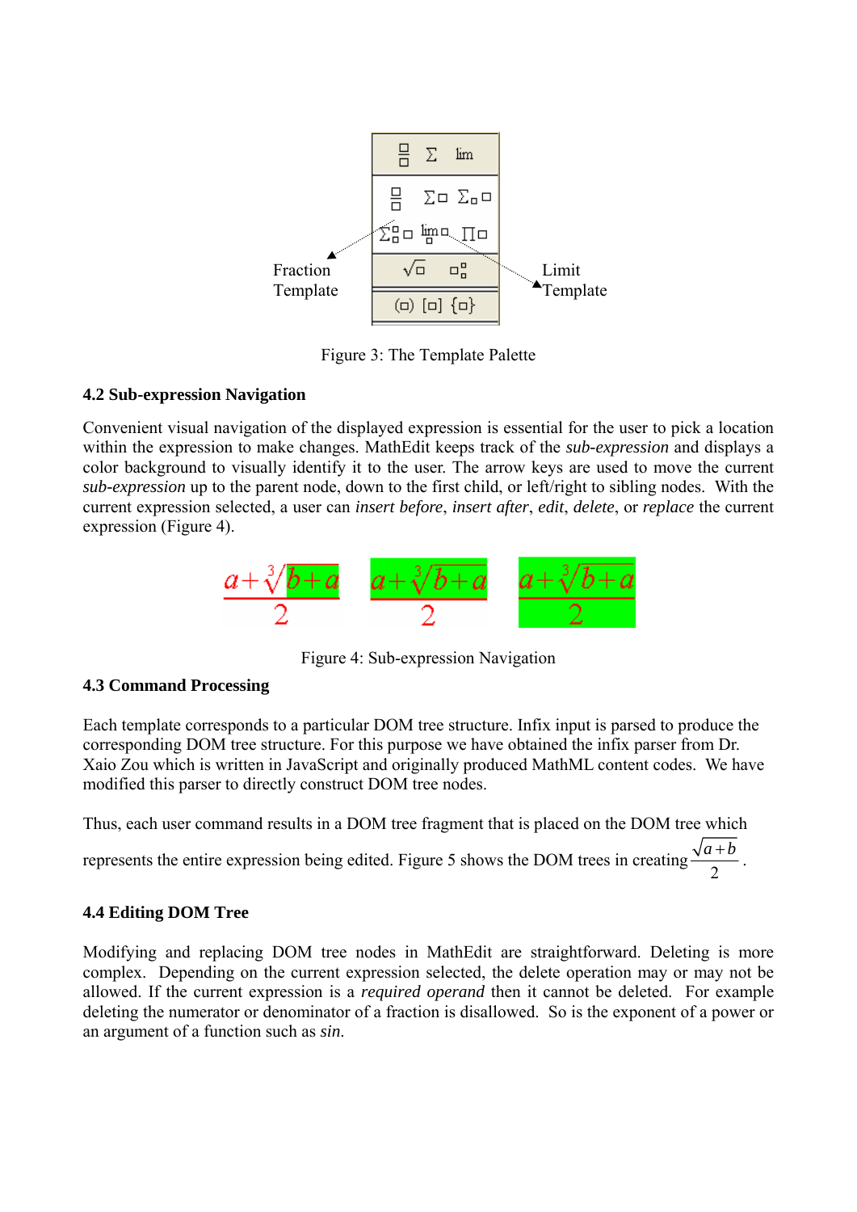Fraction Template

Limit Template

Figure 3: The Template Palette

### 4.2 Sub-expression Navigation

Convenient visual navigation of the displayed expression is essential for the user to pick a location within the expression to make changes. MathEdit keeps track of the *sub-expression* and displays a color background to visually identify it to the user. The arrow keys are used to move the current *sub-expression* up to the parent node, down to the first child, or left/right to sibling nodes. With the current expression selected, a user can *insert before*, *insert after*, *edit*, *delete*, or *replace* the current expression (Figure 4).

$$\frac{a+\sqrt[3]{b+a}}{2} \qquad \frac{a+\sqrt[3]{b+a}}{2} \qquad \frac{a+\sqrt[3]{b+a}}{2}$$

Figure 4: Sub-expression Navigation

### 4.3 Command Processing

Each template corresponds to a particular DOM tree structure. Infix input is parsed to produce the corresponding DOM tree structure. For this purpose we have obtained the infix parser from Dr. Xaio Zou which is written in JavaScript and originally produced MathML content codes. We have modified this parser to directly construct DOM tree nodes.

Thus, each user command results in a DOM tree fragment that is placed on the DOM tree which represents the entire expression being edited. Figure 5 shows the DOM trees in creating $\frac{\sqrt{a+b}}{2}$.

### 4.4 Editing DOM Tree

Modifying and replacing DOM tree nodes in MathEdit are straightforward. Deleting is more complex. Depending on the current expression selected, the delete operation may or may not be allowed. If the current expression is a *required operand* then it cannot be deleted. For example deleting the numerator or denominator of a fraction is disallowed. So is the exponent of a power or an argument of a function such as *sin*.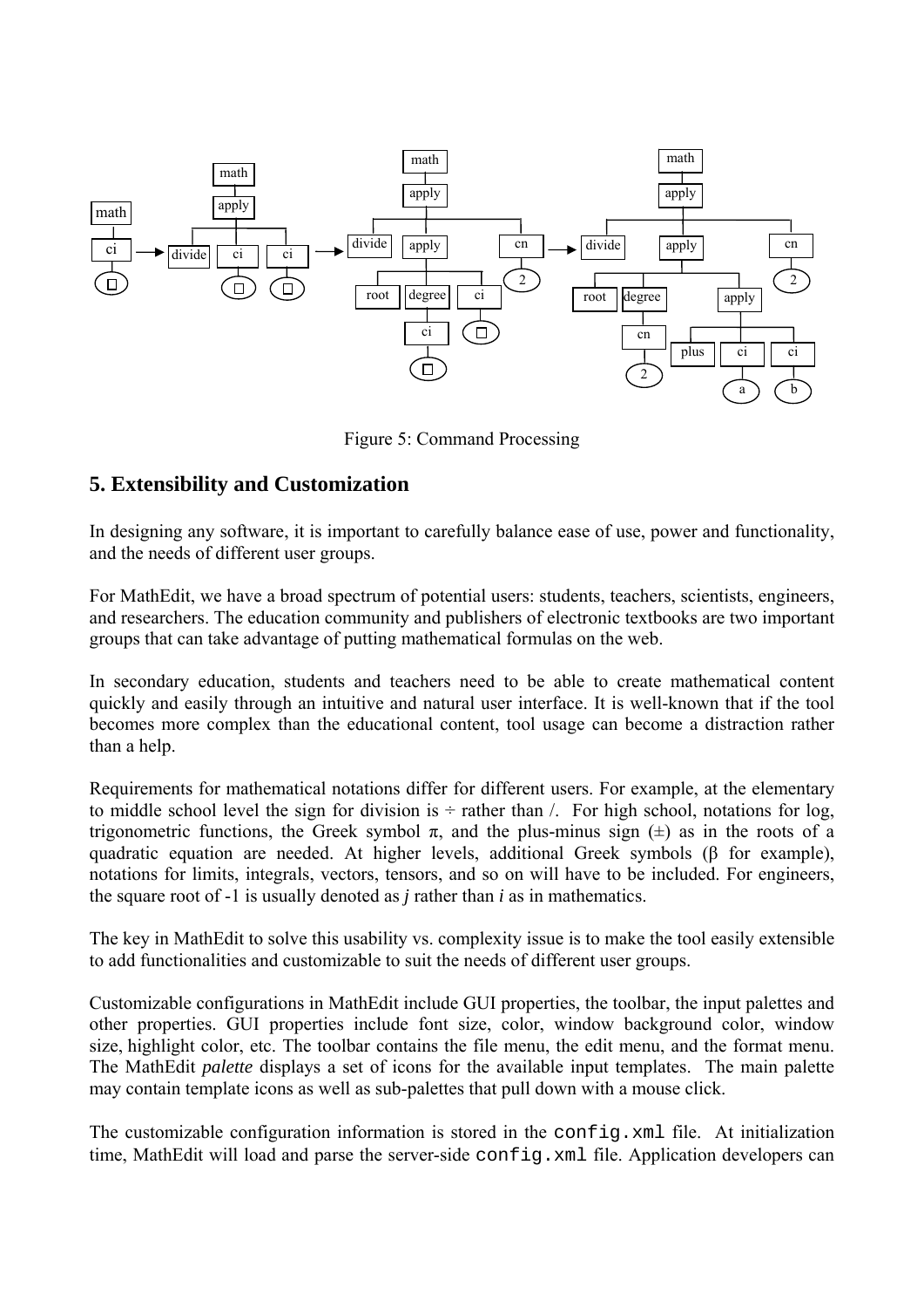Figure 5: Command Processing

## 5. Extensibility and Customization

In designing any software, it is important to carefully balance ease of use, power and functionality, and the needs of different user groups.

For MathEdit, we have a broad spectrum of potential users: students, teachers, scientists, engineers, and researchers. The education community and publishers of electronic textbooks are two important groups that can take advantage of putting mathematical formulas on the web.

In secondary education, students and teachers need to be able to create mathematical content quickly and easily through an intuitive and natural user interface. It is well-known that if the tool becomes more complex than the educational content, tool usage can become a distraction rather than a help.

Requirements for mathematical notations differ for different users. For example, at the elementary to middle school level the sign for division is ÷ rather than /. For high school, notations for log, trigonometric functions, the Greek symbol π, and the plus-minus sign (±) as in the roots of a quadratic equation are needed. At higher levels, additional Greek symbols (β for example), notations for limits, integrals, vectors, tensors, and so on will have to be included. For engineers, the square root of -1 is usually denoted as *j* rather than *i* as in mathematics.

The key in MathEdit to solve this usability vs. complexity issue is to make the tool easily extensible to add functionalities and customizable to suit the needs of different user groups.

Customizable configurations in MathEdit include GUI properties, the toolbar, the input palettes and other properties. GUI properties include font size, color, window background color, window size, highlight color, etc. The toolbar contains the file menu, the edit menu, and the format menu. The MathEdit *palette* displays a set of icons for the available input templates. The main palette may contain template icons as well as sub-palettes that pull down with a mouse click.

The customizable configuration information is stored in the `config.xml` file. At initialization time, MathEdit will load and parse the server-side `config.xml` file. Application developers can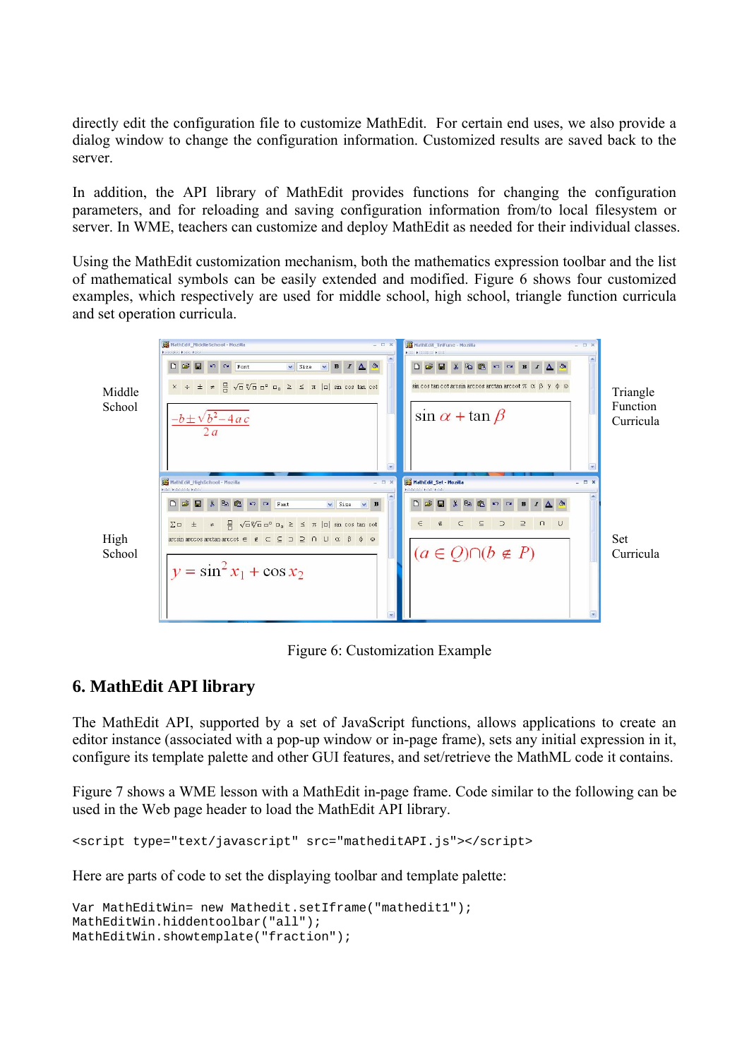directly edit the configuration file to customize MathEdit. For certain end uses, we also provide a dialog window to change the configuration information. Customized results are saved back to the server.

In addition, the API library of MathEdit provides functions for changing the configuration parameters, and for reloading and saving configuration information from/to local filesystem or server. In WME, teachers can customize and deploy MathEdit as needed for their individual classes.

Using the MathEdit customization mechanism, both the mathematics expression toolbar and the list of mathematical symbols can be easily extended and modified. Figure 6 shows four customized examples, which respectively are used for middle school, high school, triangle function curricula and set operation curricula.

Middle School

Triangle Function Curricula

High School

Set Curricula

Figure 6: Customization Example

## 6. MathEdit API library

The MathEdit API, supported by a set of JavaScript functions, allows applications to create an editor instance (associated with a pop-up window or in-page frame), sets any initial expression in it, configure its template palette and other GUI features, and set/retrieve the MathML code it contains.

Figure 7 shows a WME lesson with a MathEdit in-page frame. Code similar to the following can be used in the Web page header to load the MathEdit API library.

```
<script type="text/javascript" src="matheditAPI.js"></script>
```

Here are parts of code to set the displaying toolbar and template palette:

```
Var MathEditWin= new Mathedit.setIframe("mathedit1");
MathEditWin.hiddentoolbar("all");
MathEditWin.showtemplate("fraction");
```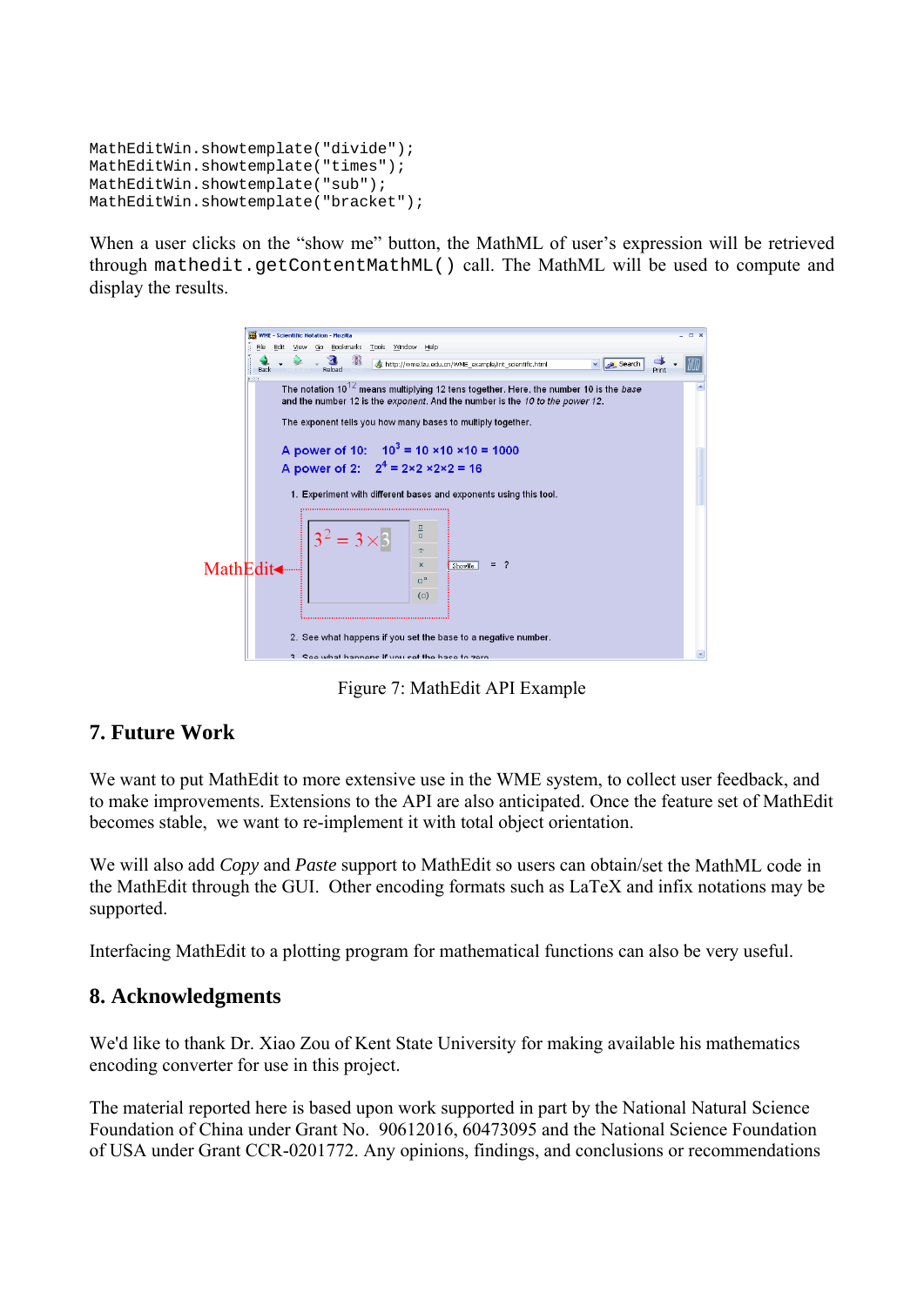```
MathEditWin.showtemplate("divide");
MathEditWin.showtemplate("times");
MathEditWin.showtemplate("sub");
MathEditWin.showtemplate("bracket");
```

When a user clicks on the “show me” button, the MathML of user’s expression will be retrieved through `mathedit.getContentMathML()` call. The MathML will be used to compute and display the results.

Figure 7: MathEdit API Example

## 7. Future Work

We want to put MathEdit to more extensive use in the WME system, to collect user feedback, and to make improvements. Extensions to the API are also anticipated. Once the feature set of MathEdit becomes stable, we want to re-implement it with total object orientation.

We will also add *Copy* and *Paste* support to MathEdit so users can obtain/set the MathML code in the MathEdit through the GUI. Other encoding formats such as LaTeX and infix notations may be supported.

Interfacing MathEdit to a plotting program for mathematical functions can also be very useful.

## 8. Acknowledgments

We'd like to thank Dr. Xiao Zou of Kent State University for making available his mathematics encoding converter for use in this project.

The material reported here is based upon work supported in part by the National Natural Science Foundation of China under Grant No. 90612016, 60473095 and the National Science Foundation of USA under Grant CCR-0201772. Any opinions, findings, and conclusions or recommendations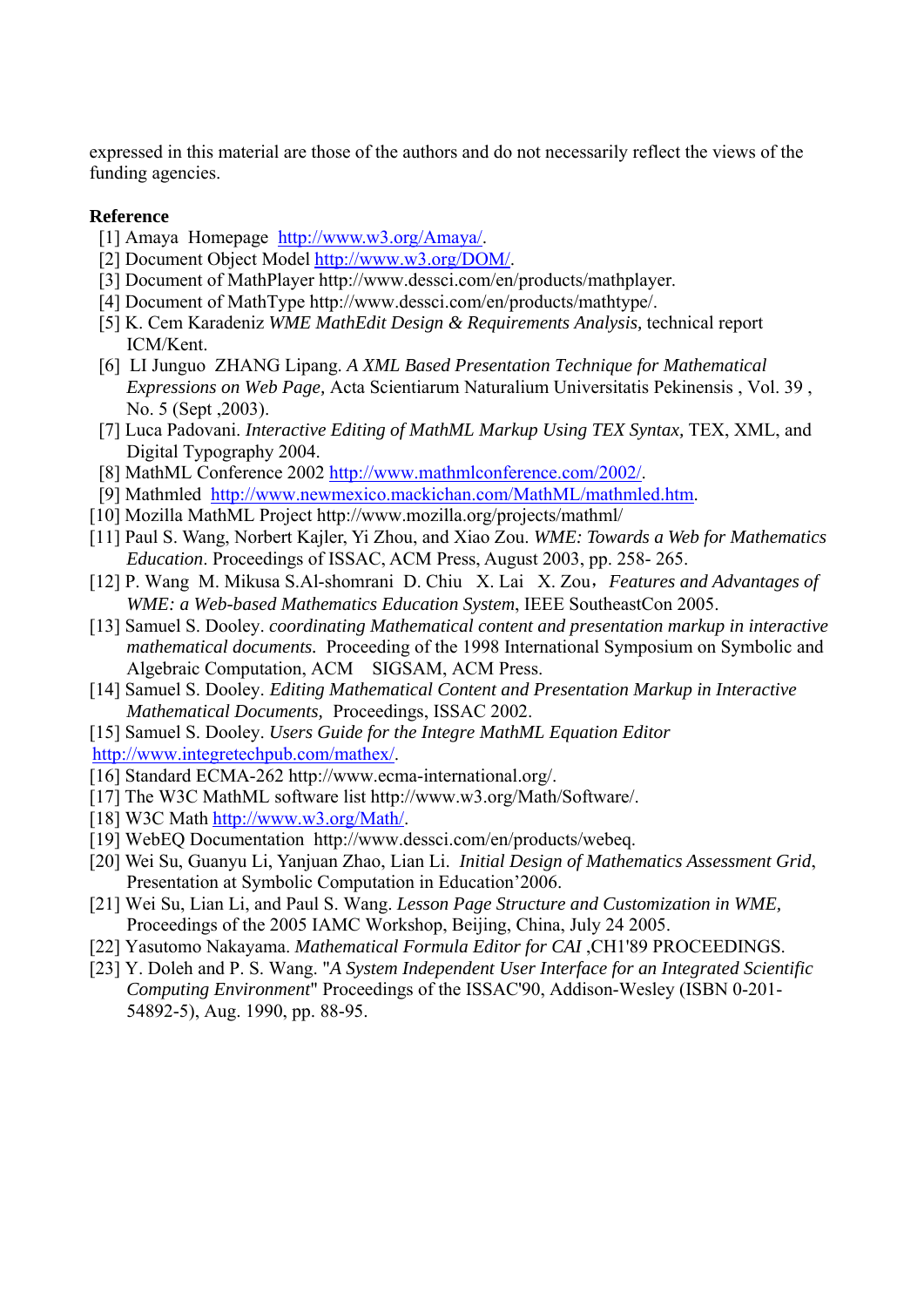expressed in this material are those of the authors and do not necessarily reflect the views of the funding agencies.

**Reference**

[1] Amaya Homepage http://www.w3.org/Amaya/.

[2] Document Object Model http://www.w3.org/DOM/.

[3] Document of MathPlayer http://www.dessci.com/en/products/mathplayer.

[4] Document of MathType http://www.dessci.com/en/products/mathtype/.

[5] K. Cem Karadeniz *WME MathEdit Design & Requirements Analysis,* technical report ICM/Kent.

[6] LI Junguo ZHANG Lipang. *A XML Based Presentation Technique for Mathematical Expressions on Web Page,* Acta Scientiarum Naturalium Universitatis Pekinensis , Vol. 39 , No. 5 (Sept ,2003).

[7] Luca Padovani. *Interactive Editing of MathML Markup Using TEX Syntax,* TEX, XML, and Digital Typography 2004.

[8] MathML Conference 2002 http://www.mathmlconference.com/2002/.

[9] Mathmled http://www.newmexico.mackichan.com/MathML/mathmled.htm.

[10] Mozilla MathML Project http://www.mozilla.org/projects/mathml/

[11] Paul S. Wang, Norbert Kajler, Yi Zhou, and Xiao Zou. *WME: Towards a Web for Mathematics Education*. Proceedings of ISSAC, ACM Press, August 2003, pp. 258- 265.

[12] P. Wang M. Mikusa S.Al-shomrani D. Chiu X. Lai X. Zou，*Features and Advantages of WME: a Web-based Mathematics Education System*, IEEE SoutheastCon 2005.

[13] Samuel S. Dooley. *coordinating Mathematical content and presentation markup in interactive mathematical documents.* Proceeding of the 1998 International Symposium on Symbolic and Algebraic Computation, ACM SIGSAM, ACM Press.

[14] Samuel S. Dooley. *Editing Mathematical Content and Presentation Markup in Interactive Mathematical Documents,* Proceedings, ISSAC 2002.

[15] Samuel S. Dooley. *Users Guide for the Integre MathML Equation Editor* http://www.integretechpub.com/mathex/.

[16] Standard ECMA-262 http://www.ecma-international.org/.

[17] The W3C MathML software list http://www.w3.org/Math/Software/.

[18] W3C Math http://www.w3.org/Math/.

[19] WebEQ Documentation http://www.dessci.com/en/products/webeq.

[20] Wei Su, Guanyu Li, Yanjuan Zhao, Lian Li. *Initial Design of Mathematics Assessment Grid*, Presentation at Symbolic Computation in Education’2006.

[21] Wei Su, Lian Li, and Paul S. Wang. *Lesson Page Structure and Customization in WME,* Proceedings of the 2005 IAMC Workshop, Beijing, China, July 24 2005.

[22] Yasutomo Nakayama. *Mathematical Formula Editor for CAI* ,CH1'89 PROCEEDINGS.

[23] Y. Doleh and P. S. Wang. "*A System Independent User Interface for an Integrated Scientific Computing Environment*" Proceedings of the ISSAC'90, Addison-Wesley (ISBN 0-201-54892-5), Aug. 1990, pp. 88-95.